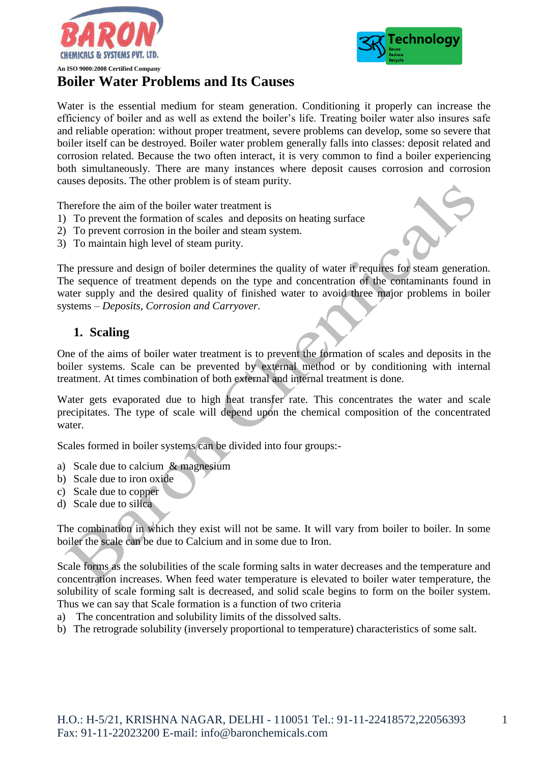# Boiler Water Problems and Its Causes

Water is the essential medium for steam generation. Conditioning it properly can increase the efficiency of boiler and as well as extend the boiler's life. Treating boiler water also insures safe and reliable operation: without proper treatment, severe problems can develop, some so severe that boiler itself can be destroyed. Boiler water problem generally falls into classes: deposit related and corrosion related. Because the two often interact, it is very common to find a boiler experiencing both simultaneously. There are many instances where deposit causes corrosion and corrosion causes deposits. The other problem is of steam purity.

Therefore the aim of the boiler water treatment is

1) To prevent the formation of scales and deposits on heating surface
2) To prevent corrosion in the boiler and steam system.
3) To maintain high level of steam purity.

The pressure and design of boiler determines the quality of water it requires for steam generation. The sequence of treatment depends on the type and concentration of the contaminants found in water supply and the desired quality of finished water to avoid three major problems in boiler systems – *Deposits, Corrosion and Carryover.*

## 1. Scaling

One of the aims of boiler water treatment is to prevent the formation of scales and deposits in the boiler systems. Scale can be prevented by external method or by conditioning with internal treatment. At times combination of both external and internal treatment is done.

Water gets evaporated due to high heat transfer rate. This concentrates the water and scale precipitates. The type of scale will depend upon the chemical composition of the concentrated water.

Scales formed in boiler systems can be divided into four groups:-

a) Scale due to calcium & magnesium
b) Scale due to iron oxide
c) Scale due to copper
d) Scale due to silica

The combination in which they exist will not be same. It will vary from boiler to boiler. In some boiler the scale can be due to Calcium and in some due to Iron.

Scale forms as the solubilities of the scale forming salts in water decreases and the temperature and concentration increases. When feed water temperature is elevated to boiler water temperature, the solubility of scale forming salt is decreased, and solid scale begins to form on the boiler system. Thus we can say that Scale formation is a function of two criteria

a) The concentration and solubility limits of the dissolved salts.
b) The retrograde solubility (inversely proportional to temperature) characteristics of some salt.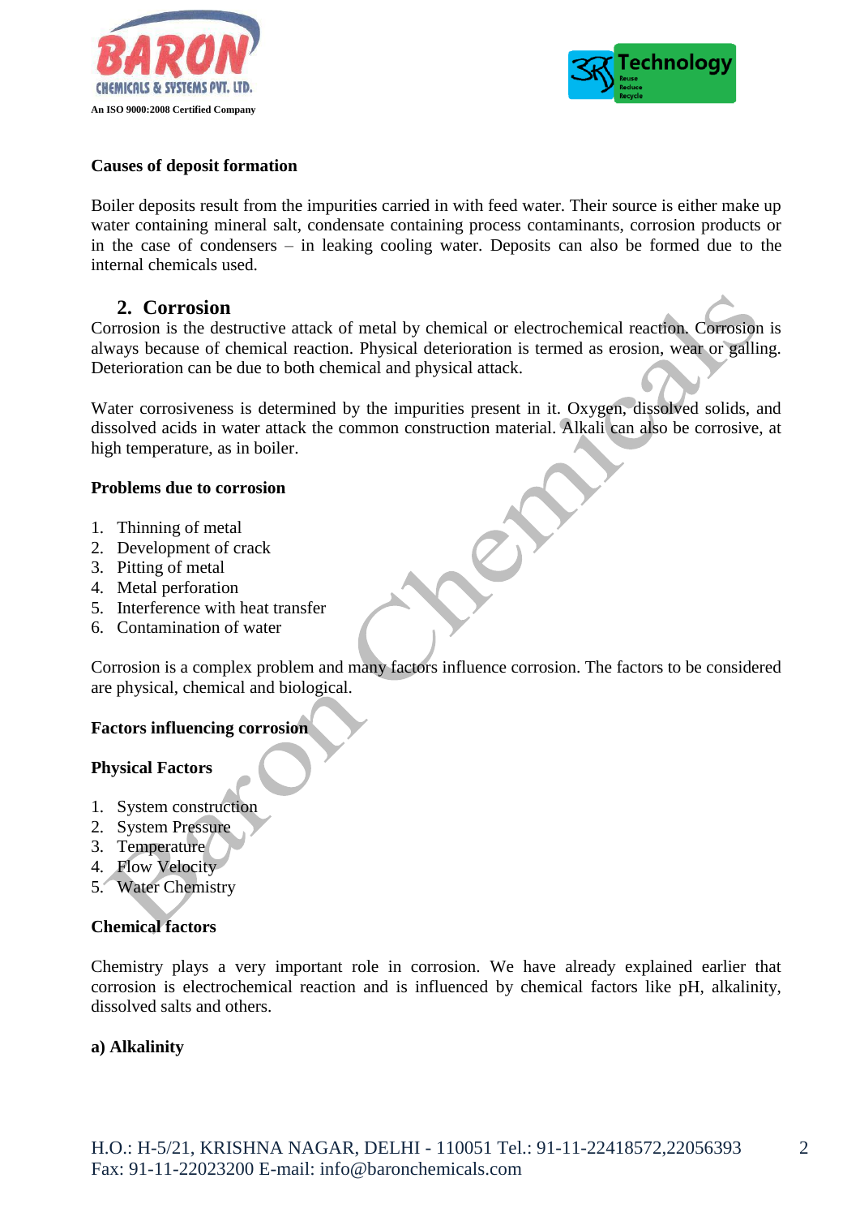**Causes of deposit formation**

Boiler deposits result from the impurities carried in with feed water. Their source is either make up water containing mineral salt, condensate containing process contaminants, corrosion products or in the case of condensers – in leaking cooling water. Deposits can also be formed due to the internal chemicals used.

## 2. Corrosion

Corrosion is the destructive attack of metal by chemical or electrochemical reaction. Corrosion is always because of chemical reaction. Physical deterioration is termed as erosion, wear or galling. Deterioration can be due to both chemical and physical attack.

Water corrosiveness is determined by the impurities present in it. Oxygen, dissolved solids, and dissolved acids in water attack the common construction material. Alkali can also be corrosive, at high temperature, as in boiler.

**Problems due to corrosion**

1. Thinning of metal
2. Development of crack
3. Pitting of metal
4. Metal perforation
5. Interference with heat transfer
6. Contamination of water

Corrosion is a complex problem and many factors influence corrosion. The factors to be considered are physical, chemical and biological.

**Factors influencing corrosion**

**Physical Factors**

1. System construction
2. System Pressure
3. Temperature
4. Flow Velocity
5. Water Chemistry

**Chemical factors**

Chemistry plays a very important role in corrosion. We have already explained earlier that corrosion is electrochemical reaction and is influenced by chemical factors like pH, alkalinity, dissolved salts and others.

**a) Alkalinity**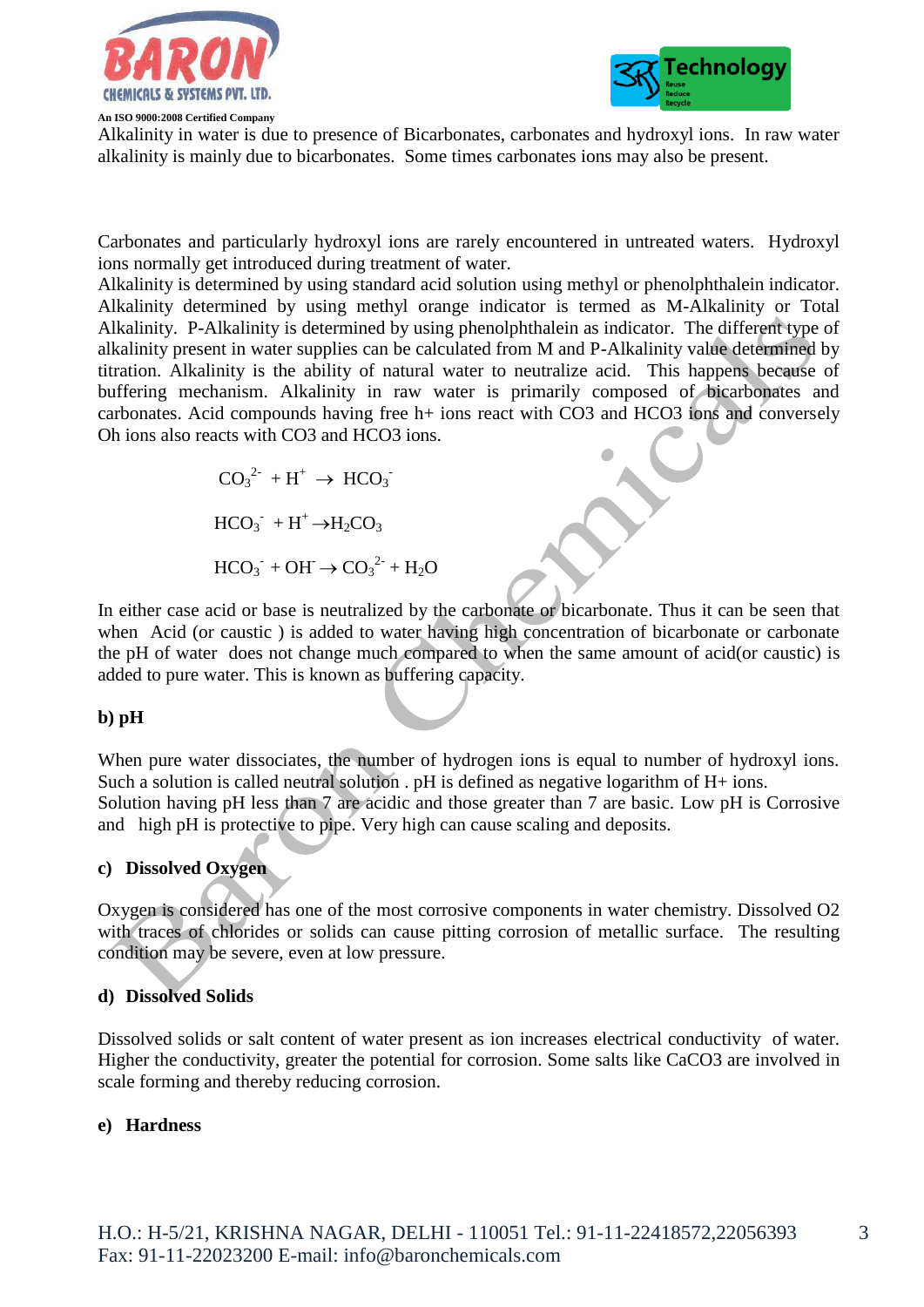Alkalinity in water is due to presence of Bicarbonates, carbonates and hydroxyl ions. In raw water alkalinity is mainly due to bicarbonates. Some times carbonates ions may also be present.

Carbonates and particularly hydroxyl ions are rarely encountered in untreated waters. Hydroxyl ions normally get introduced during treatment of water.
Alkalinity is determined by using standard acid solution using methyl or phenolphthalein indicator. Alkalinity determined by using methyl orange indicator is termed as M-Alkalinity or Total Alkalinity. P-Alkalinity is determined by using phenolphthalein as indicator. The different type of alkalinity present in water supplies can be calculated from M and P-Alkalinity value determined by titration. Alkalinity is the ability of natural water to neutralize acid. This happens because of buffering mechanism. Alkalinity in raw water is primarily composed of bicarbonates and carbonates. Acid compounds having free h+ ions react with CO3 and HCO3 ions and conversely Oh ions also reacts with CO3 and HCO3 ions.

$$CO_3^{2-} + H^+ \rightarrow HCO_3^-$$

$$HCO_3^- + H^+ \rightarrow H_2CO_3$$

$$HCO_3^- + OH^- \rightarrow CO_3^{2-} + H_2O$$

In either case acid or base is neutralized by the carbonate or bicarbonate. Thus it can be seen that when Acid (or caustic ) is added to water having high concentration of bicarbonate or carbonate the pH of water does not change much compared to when the same amount of acid(or caustic) is added to pure water. This is known as buffering capacity.

**b) pH**

When pure water dissociates, the number of hydrogen ions is equal to number of hydroxyl ions. Such a solution is called neutral solution . pH is defined as negative logarithm of H+ ions.
Solution having pH less than 7 are acidic and those greater than 7 are basic. Low pH is Corrosive and high pH is protective to pipe. Very high can cause scaling and deposits.

**c) Dissolved Oxygen**

Oxygen is considered has one of the most corrosive components in water chemistry. Dissolved O2 with traces of chlorides or solids can cause pitting corrosion of metallic surface. The resulting condition may be severe, even at low pressure.

**d) Dissolved Solids**

Dissolved solids or salt content of water present as ion increases electrical conductivity of water. Higher the conductivity, greater the potential for corrosion. Some salts like CaCO3 are involved in scale forming and thereby reducing corrosion.

**e) Hardness**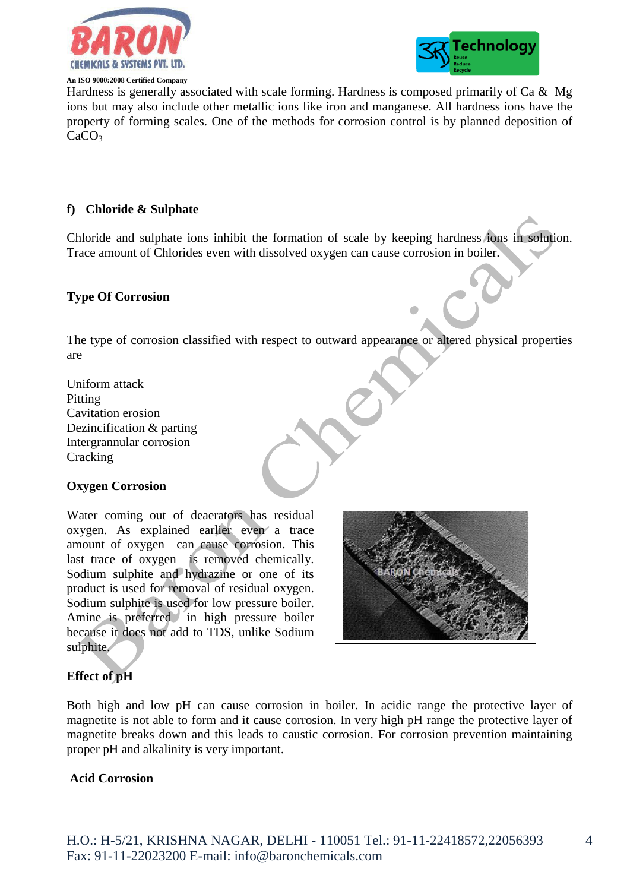Hardness is generally associated with scale forming. Hardness is composed primarily of Ca & Mg ions but may also include other metallic ions like iron and manganese. All hardness ions have the property of forming scales. One of the methods for corrosion control is by planned deposition of $CaCO_3$

**f) Chloride & Sulphate**

Chloride and sulphate ions inhibit the formation of scale by keeping hardness ions in solution. Trace amount of Chlorides even with dissolved oxygen can cause corrosion in boiler.

**Type Of Corrosion**

The type of corrosion classified with respect to outward appearance or altered physical properties are

Uniform attack
Pitting
Cavitation erosion
Dezincification & parting
Intergrannular corrosion
Cracking

**Oxygen Corrosion**

Water coming out of deaerators has residual oxygen. As explained earlier even a trace amount of oxygen can cause corrosion. This last trace of oxygen is removed chemically. Sodium sulphite and hydrazine or one of its product is used for removal of residual oxygen. Sodium sulphite is used for low pressure boiler. Amine is preferred in high pressure boiler because it does not add to TDS, unlike Sodium sulphite.

**Effect of pH**

Both high and low pH can cause corrosion in boiler. In acidic range the protective layer of magnetite is not able to form and it cause corrosion. In very high pH range the protective layer of magnetite breaks down and this leads to caustic corrosion. For corrosion prevention maintaining proper pH and alkalinity is very important.

**Acid Corrosion**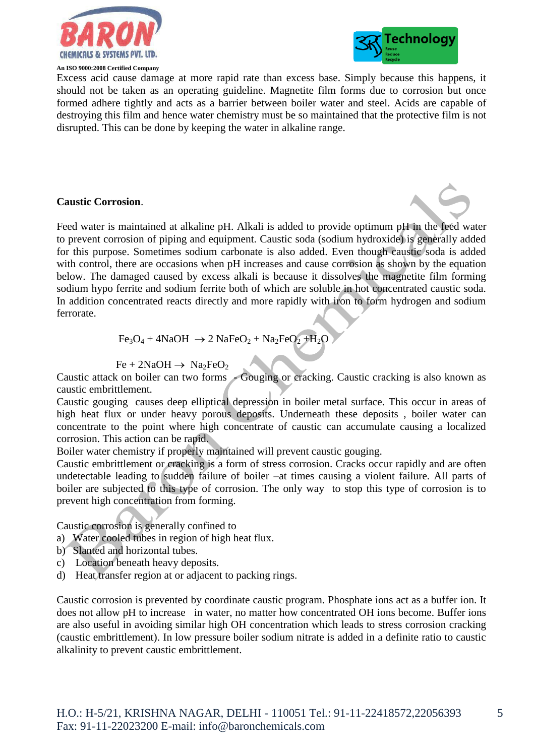Excess acid cause damage at more rapid rate than excess base. Simply because this happens, it should not be taken as an operating guideline. Magnetite film forms due to corrosion but once formed adhere tightly and acts as a barrier between boiler water and steel. Acids are capable of destroying this film and hence water chemistry must be so maintained that the protective film is not disrupted. This can be done by keeping the water in alkaline range.

**Caustic Corrosion**.

Feed water is maintained at alkaline pH. Alkali is added to provide optimum pH in the feed water to prevent corrosion of piping and equipment. Caustic soda (sodium hydroxide) is generally added for this purpose. Sometimes sodium carbonate is also added. Even though caustic soda is added with control, there are occasions when pH increases and cause corrosion as shown by the equation below. The damaged caused by excess alkali is because it dissolves the magnetite film forming sodium hypo ferrite and sodium ferrite both of which are soluble in hot concentrated caustic soda. In addition concentrated reacts directly and more rapidly with iron to form hydrogen and sodium ferrorate.

$$Fe_3O_4 + 4NaOH \rightarrow 2\ NaFeO_2 + Na_2FeO_2 + H_2O$$

$$Fe + 2NaOH \rightarrow Na_2FeO_2$$

Caustic attack on boiler can two forms - Gouging or cracking. Caustic cracking is also known as caustic embrittlement.

Caustic gouging causes deep elliptical depression in boiler metal surface. This occur in areas of high heat flux or under heavy porous deposits. Underneath these deposits , boiler water can concentrate to the point where high concentrate of caustic can accumulate causing a localized corrosion. This action can be rapid.

Boiler water chemistry if properly maintained will prevent caustic gouging.

Caustic embrittlement or cracking is a form of stress corrosion. Cracks occur rapidly and are often undetectable leading to sudden failure of boiler –at times causing a violent failure. All parts of boiler are subjected to this type of corrosion. The only way to stop this type of corrosion is to prevent high concentration from forming.

Caustic corrosion is generally confined to

a) Water cooled tubes in region of high heat flux.
b) Slanted and horizontal tubes.
c) Location beneath heavy deposits.
d) Heat transfer region at or adjacent to packing rings.

Caustic corrosion is prevented by coordinate caustic program. Phosphate ions act as a buffer ion. It does not allow pH to increase in water, no matter how concentrated OH ions become. Buffer ions are also useful in avoiding similar high OH concentration which leads to stress corrosion cracking (caustic embrittlement). In low pressure boiler sodium nitrate is added in a definite ratio to caustic alkalinity to prevent caustic embrittlement.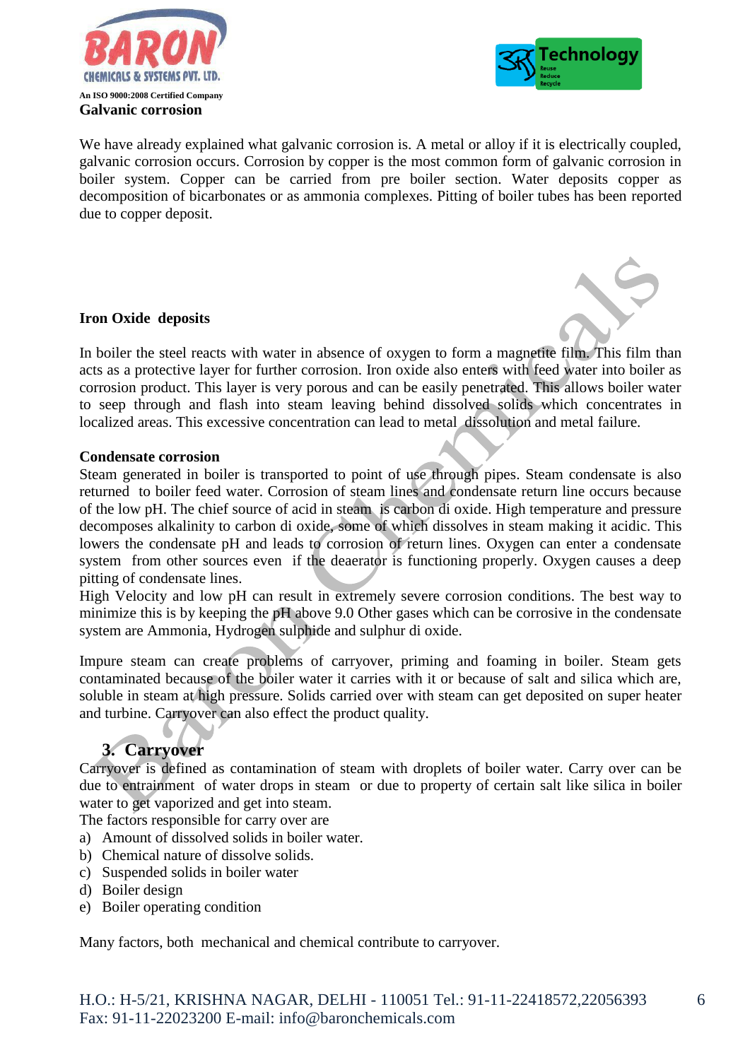**Galvanic corrosion**

We have already explained what galvanic corrosion is. A metal or alloy if it is electrically coupled, galvanic corrosion occurs. Corrosion by copper is the most common form of galvanic corrosion in boiler system. Copper can be carried from pre boiler section. Water deposits copper as decomposition of bicarbonates or as ammonia complexes. Pitting of boiler tubes has been reported due to copper deposit.

**Iron Oxide deposits**

In boiler the steel reacts with water in absence of oxygen to form a magnetite film. This film than acts as a protective layer for further corrosion. Iron oxide also enters with feed water into boiler as corrosion product. This layer is very porous and can be easily penetrated. This allows boiler water to seep through and flash into steam leaving behind dissolved solids which concentrates in localized areas. This excessive concentration can lead to metal dissolution and metal failure.

**Condensate corrosion**

Steam generated in boiler is transported to point of use through pipes. Steam condensate is also returned to boiler feed water. Corrosion of steam lines and condensate return line occurs because of the low pH. The chief source of acid in steam is carbon di oxide. High temperature and pressure decomposes alkalinity to carbon di oxide, some of which dissolves in steam making it acidic. This lowers the condensate pH and leads to corrosion of return lines. Oxygen can enter a condensate system from other sources even if the deaerator is functioning properly. Oxygen causes a deep pitting of condensate lines.

High Velocity and low pH can result in extremely severe corrosion conditions. The best way to minimize this is by keeping the pH above 9.0 Other gases which can be corrosive in the condensate system are Ammonia, Hydrogen sulphide and sulphur di oxide.

Impure steam can create problems of carryover, priming and foaming in boiler. Steam gets contaminated because of the boiler water it carries with it or because of salt and silica which are, soluble in steam at high pressure. Solids carried over with steam can get deposited on super heater and turbine. Carryover can also effect the product quality.

## 3. Carryover

Carryover is defined as contamination of steam with droplets of boiler water. Carry over can be due to entrainment of water drops in steam or due to property of certain salt like silica in boiler water to get vaporized and get into steam.

The factors responsible for carry over are

a) Amount of dissolved solids in boiler water.
b) Chemical nature of dissolve solids.
c) Suspended solids in boiler water
d) Boiler design
e) Boiler operating condition

Many factors, both mechanical and chemical contribute to carryover.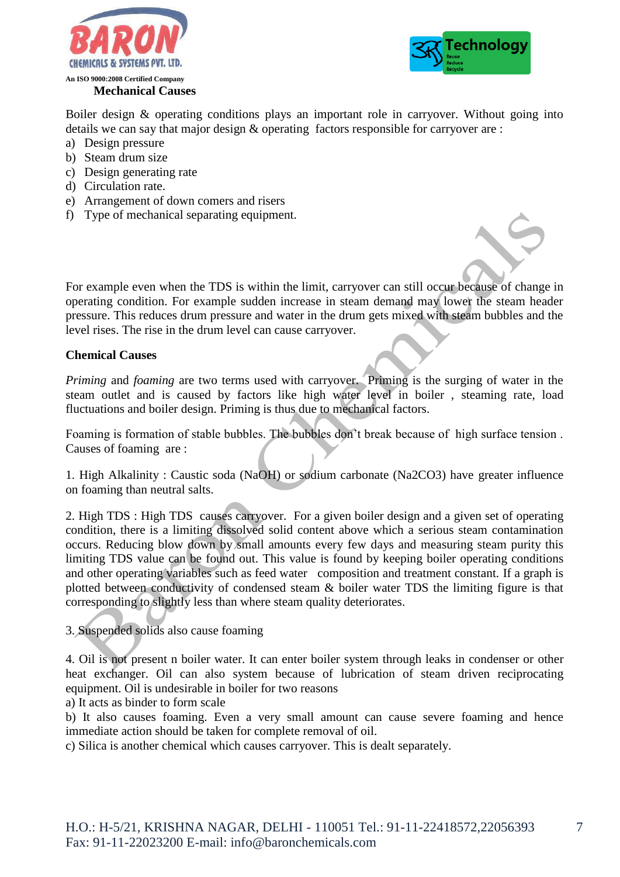**Mechanical Causes**

Boiler design & operating conditions plays an important role in carryover. Without going into details we can say that major design & operating factors responsible for carryover are :

a) Design pressure
b) Steam drum size
c) Design generating rate
d) Circulation rate.
e) Arrangement of down comers and risers
f) Type of mechanical separating equipment.

For example even when the TDS is within the limit, carryover can still occur because of change in operating condition. For example sudden increase in steam demand may lower the steam header pressure. This reduces drum pressure and water in the drum gets mixed with steam bubbles and the level rises. The rise in the drum level can cause carryover.

**Chemical Causes**

*Priming* and *foaming* are two terms used with carryover. Priming is the surging of water in the steam outlet and is caused by factors like high water level in boiler , steaming rate, load fluctuations and boiler design. Priming is thus due to mechanical factors.

Foaming is formation of stable bubbles. The bubbles don't break because of high surface tension . Causes of foaming are :

1. High Alkalinity : Caustic soda (NaOH) or sodium carbonate ($Na_2CO_3$) have greater influence on foaming than neutral salts.

2. High TDS : High TDS causes carryover. For a given boiler design and a given set of operating condition, there is a limiting dissolved solid content above which a serious steam contamination occurs. Reducing blow down by small amounts every few days and measuring steam purity this limiting TDS value can be found out. This value is found by keeping boiler operating conditions and other operating variables such as feed water composition and treatment constant. If a graph is plotted between conductivity of condensed steam & boiler water TDS the limiting figure is that corresponding to slightly less than where steam quality deteriorates.

3. Suspended solids also cause foaming

4. Oil is not present n boiler water. It can enter boiler system through leaks in condenser or other heat exchanger. Oil can also system because of lubrication of steam driven reciprocating equipment. Oil is undesirable in boiler for two reasons

a) It acts as binder to form scale
b) It also causes foaming. Even a very small amount can cause severe foaming and hence immediate action should be taken for complete removal of oil.
c) Silica is another chemical which causes carryover. This is dealt separately.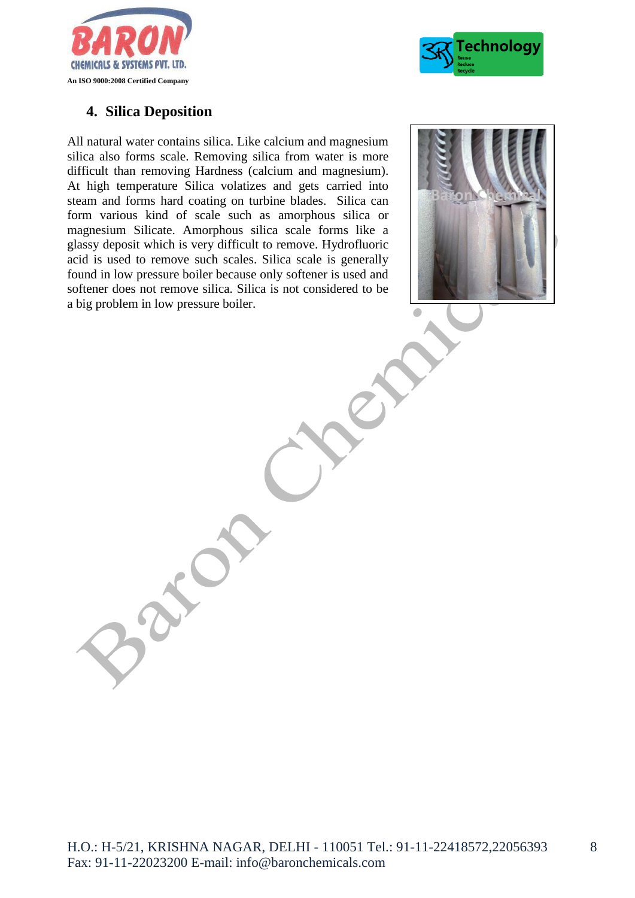## 4. Silica Deposition

All natural water contains silica. Like calcium and magnesium silica also forms scale. Removing silica from water is more difficult than removing Hardness (calcium and magnesium). At high temperature Silica volatizes and gets carried into steam and forms hard coating on turbine blades. Silica can form various kind of scale such as amorphous silica or magnesium Silicate. Amorphous silica scale forms like a glassy deposit which is very difficult to remove. Hydrofluoric acid is used to remove such scales. Silica scale is generally found in low pressure boiler because only softener is used and softener does not remove silica. Silica is not considered to be a big problem in low pressure boiler.